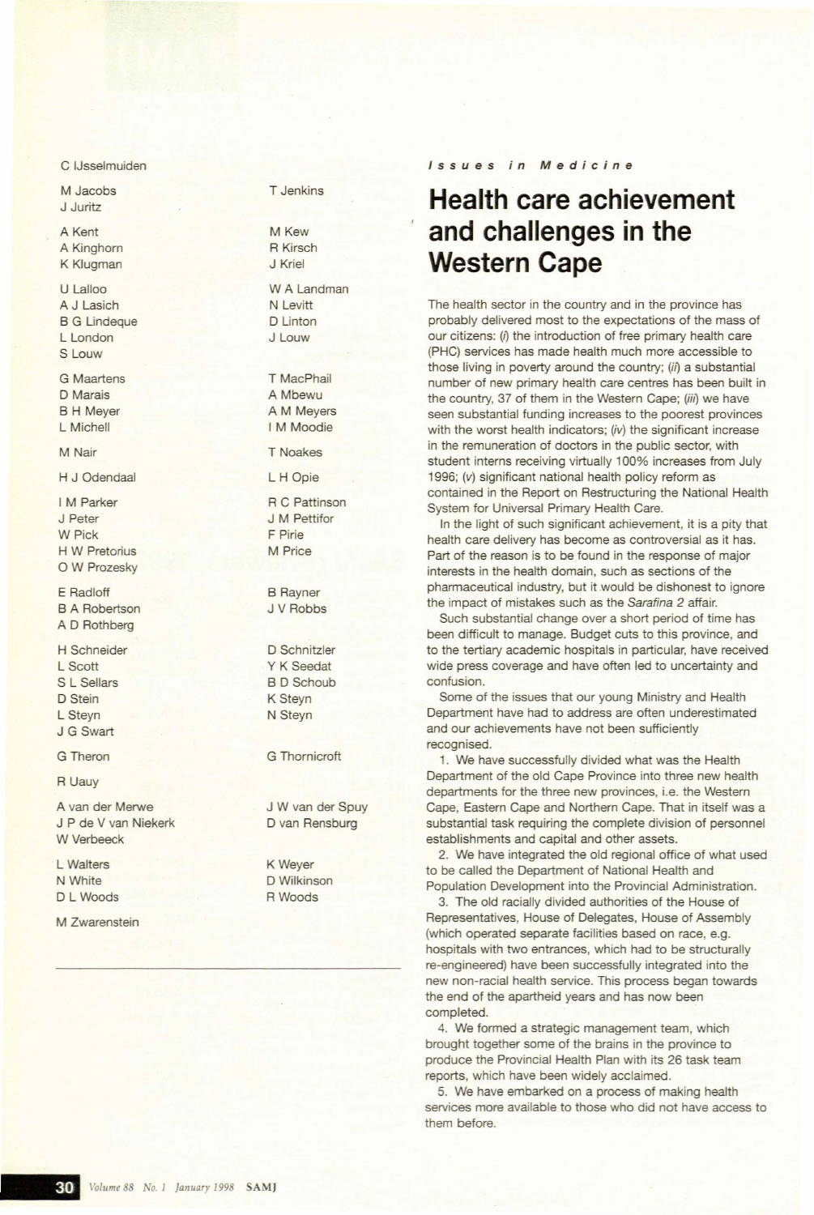C IJsselmuiden

M Jacobs
J Juritz

T Jenkins

A Kent
A Kinghorn
K Klugman

M Kew
R Kirsch
J Kriel

U Lalloo
A J Lasich
B G Lindeque
L London
S Louw

W A Landman
N Levitt
D Linton
J Louw

G Maartens
D Marais
B H Meyer
L Michell

T MacPhail
A Mbewu
A M Meyers
I M Moodie

M Nair

T Noakes

H J Odendaal

L H Opie

I M Parker
J Peter
W Pick
H W Pretorius
O W Prozesky

R C Pattinson
J M Pettifor
F Pirie
M Price

E Radloff
B A Robertson
A D Rothberg

B Rayner
J V Robbs

H Schneider
L Scott
S L Sellars
D Stein
L Steyn
J G Swart

D Schnitzler
Y K Seedat
B D Schoub
K Steyn
N Steyn

G Theron

G Thornicroft

R Uauy

A van der Merwe
J P de V van Niekerk
W Verbeeck

J W van der Spuy
D van Rensburg

L Walters
N White
D L Woods

K Weyer
D Wilkinson
R Woods

M Zwarenstein

*Issues in Medicine*

# Health care achievement and challenges in the Western Cape

The health sector in the country and in the province has probably delivered most to the expectations of the mass of our citizens: (*i*) the introduction of free primary health care (PHC) services has made health much more accessible to those living in poverty around the country; (*ii*) a substantial number of new primary health care centres has been built in the country, 37 of them in the Western Cape; (*iii*) we have seen substantial funding increases to the poorest provinces with the worst health indicators; (*iv*) the significant increase in the remuneration of doctors in the public sector, with student interns receiving virtually 100% increases from July 1996; (*v*) significant national health policy reform as contained in the Report on Restructuring the National Health System for Universal Primary Health Care.

In the light of such significant achievement, it is a pity that health care delivery has become as controversial as it has. Part of the reason is to be found in the response of major interests in the health domain, such as sections of the pharmaceutical industry, but it would be dishonest to ignore the impact of mistakes such as the *Sarafina 2* affair.

Such substantial change over a short period of time has been difficult to manage. Budget cuts to this province, and to the tertiary academic hospitals in particular, have received wide press coverage and have often led to uncertainty and confusion.

Some of the issues that our young Ministry and Health Department have had to address are often underestimated and our achievements have not been sufficiently recognised.

1. We have successfully divided what was the Health Department of the old Cape Province into three new health departments for the three new provinces, i.e. the Western Cape, Eastern Cape and Northern Cape. That in itself was a substantial task requiring the complete division of personnel establishments and capital and other assets.

2. We have integrated the old regional office of what used to be called the Department of National Health and Population Development into the Provincial Administration.

3. The old racially divided authorities of the House of Representatives, House of Delegates, House of Assembly (which operated separate facilities based on race, e.g. hospitals with two entrances, which had to be structurally re-engineered) have been successfully integrated into the new non-racial health service. This process began towards the end of the apartheid years and has now been completed.

4. We formed a strategic management team, which brought together some of the brains in the province to produce the Provincial Health Plan with its 26 task team reports, which have been widely acclaimed.

5. We have embarked on a process of making health services more available to those who did not have access to them before.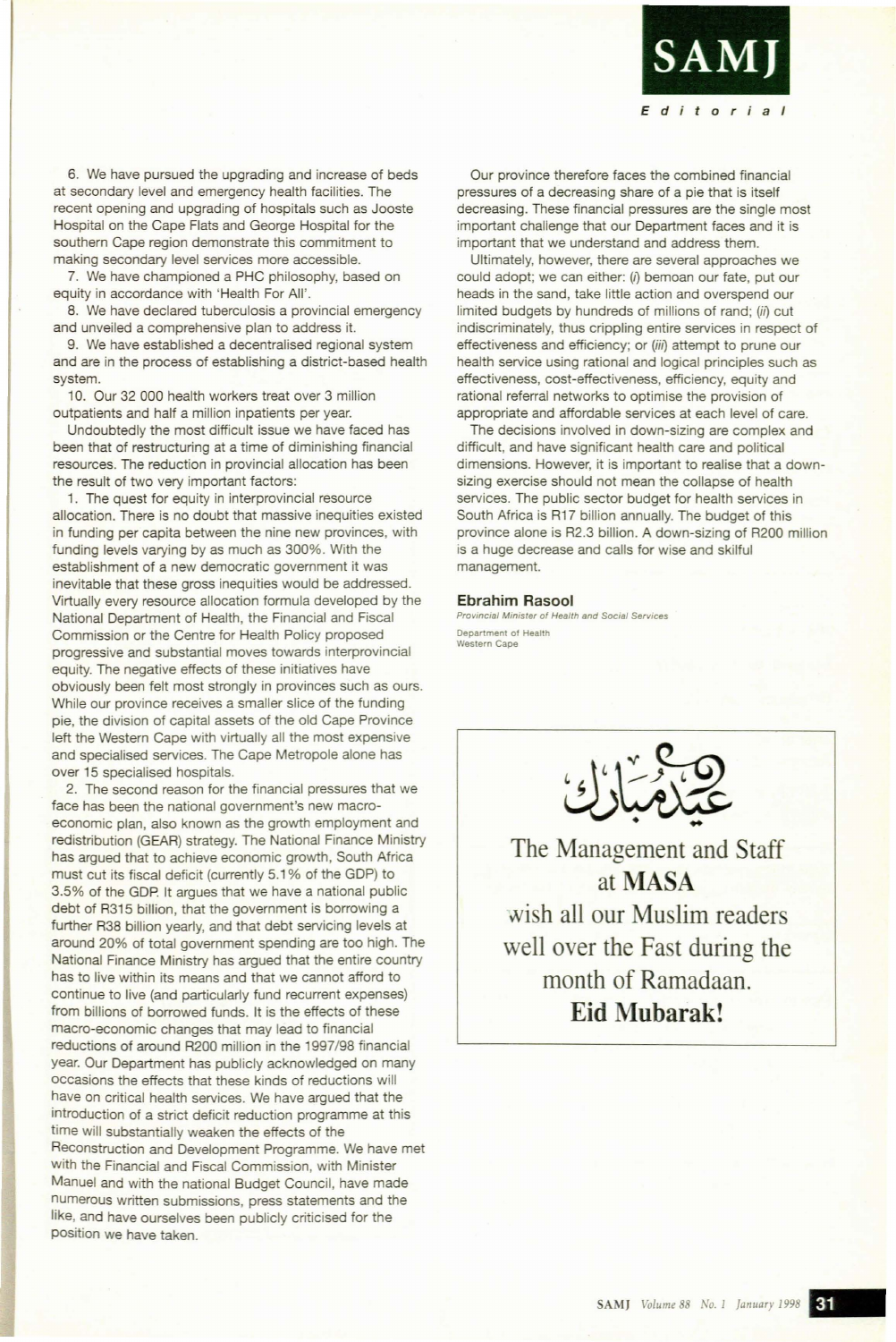6. We have pursued the upgrading and increase of beds at secondary level and emergency health facilities. The recent opening and upgrading of hospitals such as Jooste Hospital on the Cape Flats and George Hospital for the southern Cape region demonstrate this commitment to making secondary level services more accessible.

7. We have championed a PHC philosophy, based on equity in accordance with 'Health For All'.

8. We have declared tuberculosis a provincial emergency and unveiled a comprehensive plan to address it.

9. We have established a decentralised regional system and are in the process of establishing a district-based health system.

10. Our 32 000 health workers treat over 3 million outpatients and half a million inpatients per year.

Undoubtedly the most difficult issue we have faced has been that of restructuring at a time of diminishing financial resources. The reduction in provincial allocation has been the result of two very important factors:

1. The quest for equity in interprovincial resource allocation. There is no doubt that massive inequities existed in funding per capita between the nine new provinces, with funding levels varying by as much as 300%. With the establishment of a new democratic government it was inevitable that these gross inequities would be addressed. Virtually every resource allocation formula developed by the National Department of Health, the Financial and Fiscal Commission or the Centre for Health Policy proposed progressive and substantial moves towards interprovincial equity. The negative effects of these initiatives have obviously been felt most strongly in provinces such as ours. While our province receives a smaller slice of the funding pie, the division of capital assets of the old Cape Province left the Western Cape with virtually all the most expensive and specialised services. The Cape Metropole alone has over 15 specialised hospitals.

2. The second reason for the financial pressures that we face has been the national government's new macro-economic plan, also known as the growth employment and redistribution (GEAR) strategy. The National Finance Ministry has argued that to achieve economic growth, South Africa must cut its fiscal deficit (currently 5.1% of the GDP) to 3.5% of the GDP. It argues that we have a national public debt of R315 billion, that the government is borrowing a further R38 billion yearly, and that debt servicing levels at around 20% of total government spending are too high. The National Finance Ministry has argued that the entire country has to live within its means and that we cannot afford to continue to live (and particularly fund recurrent expenses) from billions of borrowed funds. It is the effects of these macro-economic changes that may lead to financial reductions of around R200 million in the 1997/98 financial year. Our Department has publicly acknowledged on many occasions the effects that these kinds of reductions will have on critical health services. We have argued that the introduction of a strict deficit reduction programme at this time will substantially weaken the effects of the Reconstruction and Development Programme. We have met with the Financial and Fiscal Commission, with Minister Manuel and with the national Budget Council, have made numerous written submissions, press statements and the like, and have ourselves been publicly criticised for the position we have taken.

Our province therefore faces the combined financial pressures of a decreasing share of a pie that is itself decreasing. These financial pressures are the single most important challenge that our Department faces and it is important that we understand and address them.

Ultimately, however, there are several approaches we could adopt; we can either: (*i*) bemoan our fate, put our heads in the sand, take little action and overspend our limited budgets by hundreds of millions of rand; (*ii*) cut indiscriminately, thus crippling entire services in respect of effectiveness and efficiency; or (*iii*) attempt to prune our health service using rational and logical principles such as effectiveness, cost-effectiveness, efficiency, equity and rational referral networks to optimise the provision of appropriate and affordable services at each level of care.

The decisions involved in down-sizing are complex and difficult, and have significant health care and political dimensions. However, it is important to realise that a down-sizing exercise should not mean the collapse of health services. The public sector budget for health services in South Africa is R17 billion annually. The budget of this province alone is R2.3 billion. A down-sizing of R200 million is a huge decrease and calls for wise and skilful management.

**Ebrahim Rasool**

*Provincial Minister of Health and Social Services*

Department of Health
Western Cape

---

عيد مبارك

The Management and Staff at **MASA** wish all our Muslim readers well over the Fast during the month of Ramadaan.

**Eid Mubarak!**